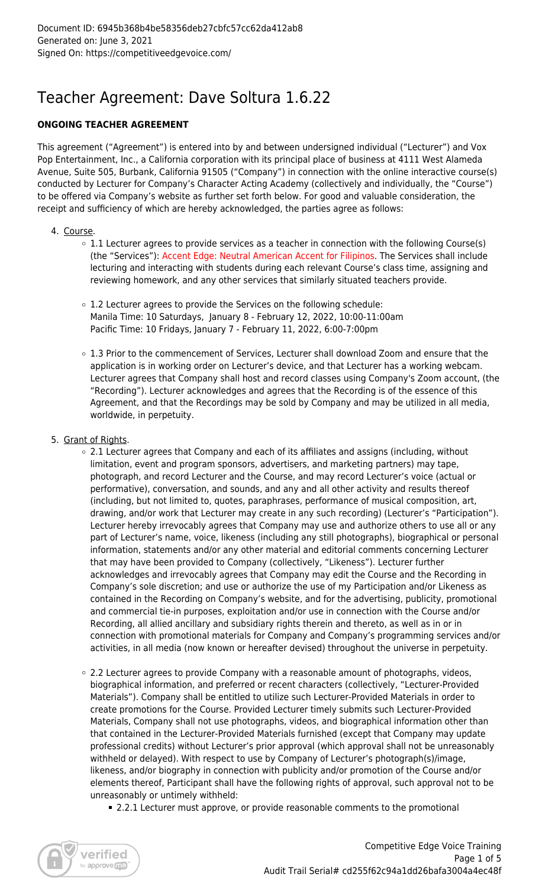Document ID: 6945b368b4be58356deb27cbfc57cc62da412ab8
Generated on: June 3, 2021
Signed On: https://competitiveedgevoice.com/

# Teacher Agreement: Dave Soltura 1.6.22

**ONGOING TEACHER AGREEMENT**

This agreement ("Agreement") is entered into by and between undersigned individual ("Lecturer") and Vox Pop Entertainment, Inc., a California corporation with its principal place of business at 4111 West Alameda Avenue, Suite 505, Burbank, California 91505 ("Company") in connection with the online interactive course(s) conducted by Lecturer for Company's Character Acting Academy (collectively and individually, the "Course") to be offered via Company's website as further set forth below. For good and valuable consideration, the receipt and sufficiency of which are hereby acknowledged, the parties agree as follows:

4. Course.
   - 1.1 Lecturer agrees to provide services as a teacher in connection with the following Course(s) (the "Services"): Accent Edge: Neutral American Accent for Filipinos. The Services shall include lecturing and interacting with students during each relevant Course's class time, assigning and reviewing homework, and any other services that similarly situated teachers provide.
   - 1.2 Lecturer agrees to provide the Services on the following schedule:
     Manila Time: 10 Saturdays, January 8 - February 12, 2022, 10:00-11:00am
     Pacific Time: 10 Fridays, January 7 - February 11, 2022, 6:00-7:00pm
   - 1.3 Prior to the commencement of Services, Lecturer shall download Zoom and ensure that the application is in working order on Lecturer's device, and that Lecturer has a working webcam. Lecturer agrees that Company shall host and record classes using Company's Zoom account, (the "Recording"). Lecturer acknowledges and agrees that the Recording is of the essence of this Agreement, and that the Recordings may be sold by Company and may be utilized in all media, worldwide, in perpetuity.

5. Grant of Rights.
   - 2.1 Lecturer agrees that Company and each of its affiliates and assigns (including, without limitation, event and program sponsors, advertisers, and marketing partners) may tape, photograph, and record Lecturer and the Course, and may record Lecturer's voice (actual or performative), conversation, and sounds, and any and all other activity and results thereof (including, but not limited to, quotes, paraphrases, performance of musical composition, art, drawing, and/or work that Lecturer may create in any such recording) (Lecturer's "Participation"). Lecturer hereby irrevocably agrees that Company may use and authorize others to use all or any part of Lecturer's name, voice, likeness (including any still photographs), biographical or personal information, statements and/or any other material and editorial comments concerning Lecturer that may have been provided to Company (collectively, "Likeness"). Lecturer further acknowledges and irrevocably agrees that Company may edit the Course and the Recording in Company's sole discretion; and use or authorize the use of my Participation and/or Likeness as contained in the Recording on Company's website, and for the advertising, publicity, promotional and commercial tie-in purposes, exploitation and/or use in connection with the Course and/or Recording, all allied ancillary and subsidiary rights therein and thereto, as well as in or in connection with promotional materials for Company and Company's programming services and/or activities, in all media (now known or hereafter devised) throughout the universe in perpetuity.
   - 2.2 Lecturer agrees to provide Company with a reasonable amount of photographs, videos, biographical information, and preferred or recent characters (collectively, "Lecturer-Provided Materials"). Company shall be entitled to utilize such Lecturer-Provided Materials in order to create promotions for the Course. Provided Lecturer timely submits such Lecturer-Provided Materials, Company shall not use photographs, videos, and biographical information other than that contained in the Lecturer-Provided Materials furnished (except that Company may update professional credits) without Lecturer's prior approval (which approval shall not be unreasonably withheld or delayed). With respect to use by Company of Lecturer's photograph(s)/image, likeness, and/or biography in connection with publicity and/or promotion of the Course and/or elements thereof, Participant shall have the following rights of approval, such approval not to be unreasonably or untimely withheld:
     - 2.2.1 Lecturer must approve, or provide reasonable comments to the promotional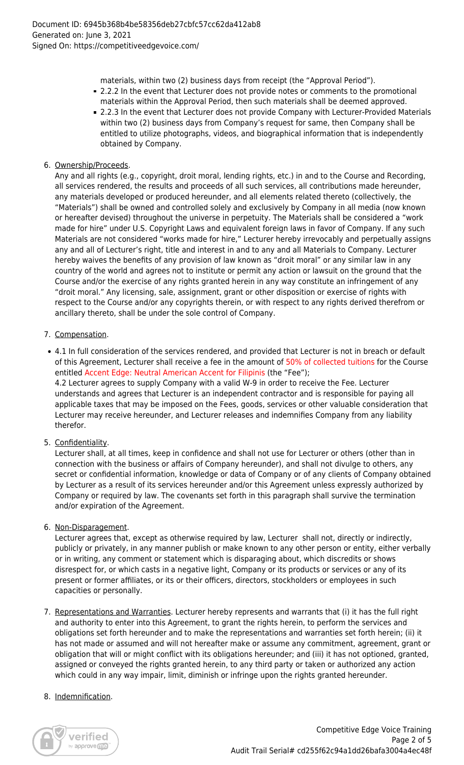materials, within two (2) business days from receipt (the "Approval Period").

- 2.2.2 In the event that Lecturer does not provide notes or comments to the promotional materials within the Approval Period, then such materials shall be deemed approved.
- 2.2.3 In the event that Lecturer does not provide Company with Lecturer-Provided Materials within two (2) business days from Company's request for same, then Company shall be entitled to utilize photographs, videos, and biographical information that is independently obtained by Company.

6. Ownership/Proceeds.

Any and all rights (e.g., copyright, droit moral, lending rights, etc.) in and to the Course and Recording, all services rendered, the results and proceeds of all such services, all contributions made hereunder, any materials developed or produced hereunder, and all elements related thereto (collectively, the "Materials") shall be owned and controlled solely and exclusively by Company in all media (now known or hereafter devised) throughout the universe in perpetuity. The Materials shall be considered a "work made for hire" under U.S. Copyright Laws and equivalent foreign laws in favor of Company. If any such Materials are not considered "works made for hire," Lecturer hereby irrevocably and perpetually assigns any and all of Lecturer's right, title and interest in and to any and all Materials to Company. Lecturer hereby waives the benefits of any provision of law known as "droit moral" or any similar law in any country of the world and agrees not to institute or permit any action or lawsuit on the ground that the Course and/or the exercise of any rights granted herein in any way constitute an infringement of any "droit moral." Any licensing, sale, assignment, grant or other disposition or exercise of rights with respect to the Course and/or any copyrights therein, or with respect to any rights derived therefrom or ancillary thereto, shall be under the sole control of Company.

7. Compensation.

- 4.1 In full consideration of the services rendered, and provided that Lecturer is not in breach or default of this Agreement, Lecturer shall receive a fee in the amount of 50% of collected tuitions for the Course entitled Accent Edge: Neutral American Accent for Filipinis (the "Fee");

  4.2 Lecturer agrees to supply Company with a valid W-9 in order to receive the Fee. Lecturer understands and agrees that Lecturer is an independent contractor and is responsible for paying all applicable taxes that may be imposed on the Fees, goods, services or other valuable consideration that Lecturer may receive hereunder, and Lecturer releases and indemnifies Company from any liability therefor.

5. Confidentiality.

Lecturer shall, at all times, keep in confidence and shall not use for Lecturer or others (other than in connection with the business or affairs of Company hereunder), and shall not divulge to others, any secret or confidential information, knowledge or data of Company or of any clients of Company obtained by Lecturer as a result of its services hereunder and/or this Agreement unless expressly authorized by Company or required by law. The covenants set forth in this paragraph shall survive the termination and/or expiration of the Agreement.

6. Non-Disparagement.

Lecturer agrees that, except as otherwise required by law, Lecturer shall not, directly or indirectly, publicly or privately, in any manner publish or make known to any other person or entity, either verbally or in writing, any comment or statement which is disparaging about, which discredits or shows disrespect for, or which casts in a negative light, Company or its products or services or any of its present or former affiliates, or its or their officers, directors, stockholders or employees in such capacities or personally.

7. Representations and Warranties. Lecturer hereby represents and warrants that (i) it has the full right and authority to enter into this Agreement, to grant the rights herein, to perform the services and obligations set forth hereunder and to make the representations and warranties set forth herein; (ii) it has not made or assumed and will not hereafter make or assume any commitment, agreement, grant or obligation that will or might conflict with its obligations hereunder; and (iii) it has not optioned, granted, assigned or conveyed the rights granted herein, to any third party or taken or authorized any action which could in any way impair, limit, diminish or infringe upon the rights granted hereunder.

8. Indemnification.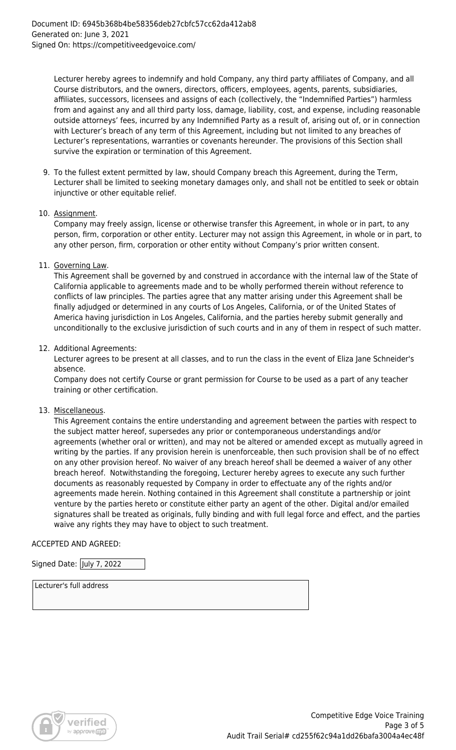Lecturer hereby agrees to indemnify and hold Company, any third party affiliates of Company, and all Course distributors, and the owners, directors, officers, employees, agents, parents, subsidiaries, affiliates, successors, licensees and assigns of each (collectively, the "Indemnified Parties") harmless from and against any and all third party loss, damage, liability, cost, and expense, including reasonable outside attorneys' fees, incurred by any Indemnified Party as a result of, arising out of, or in connection with Lecturer's breach of any term of this Agreement, including but not limited to any breaches of Lecturer's representations, warranties or covenants hereunder. The provisions of this Section shall survive the expiration or termination of this Agreement.

9. To the fullest extent permitted by law, should Company breach this Agreement, during the Term, Lecturer shall be limited to seeking monetary damages only, and shall not be entitled to seek or obtain injunctive or other equitable relief.

10. Assignment.
Company may freely assign, license or otherwise transfer this Agreement, in whole or in part, to any person, firm, corporation or other entity. Lecturer may not assign this Agreement, in whole or in part, to any other person, firm, corporation or other entity without Company's prior written consent.

11. Governing Law.
This Agreement shall be governed by and construed in accordance with the internal law of the State of California applicable to agreements made and to be wholly performed therein without reference to conflicts of law principles. The parties agree that any matter arising under this Agreement shall be finally adjudged or determined in any courts of Los Angeles, California, or of the United States of America having jurisdiction in Los Angeles, California, and the parties hereby submit generally and unconditionally to the exclusive jurisdiction of such courts and in any of them in respect of such matter.

12. Additional Agreements:
Lecturer agrees to be present at all classes, and to run the class in the event of Eliza Jane Schneider's absence.
Company does not certify Course or grant permission for Course to be used as a part of any teacher training or other certification.

13. Miscellaneous.
This Agreement contains the entire understanding and agreement between the parties with respect to the subject matter hereof, supersedes any prior or contemporaneous understandings and/or agreements (whether oral or written), and may not be altered or amended except as mutually agreed in writing by the parties. If any provision herein is unenforceable, then such provision shall be of no effect on any other provision hereof. No waiver of any breach hereof shall be deemed a waiver of any other breach hereof. Notwithstanding the foregoing, Lecturer hereby agrees to execute any such further documents as reasonably requested by Company in order to effectuate any of the rights and/or agreements made herein. Nothing contained in this Agreement shall constitute a partnership or joint venture by the parties hereto or constitute either party an agent of the other. Digital and/or emailed signatures shall be treated as originals, fully binding and with full legal force and effect, and the parties waive any rights they may have to object to such treatment.

ACCEPTED AND AGREED:

Signed Date: July 7, 2022

Lecturer's full address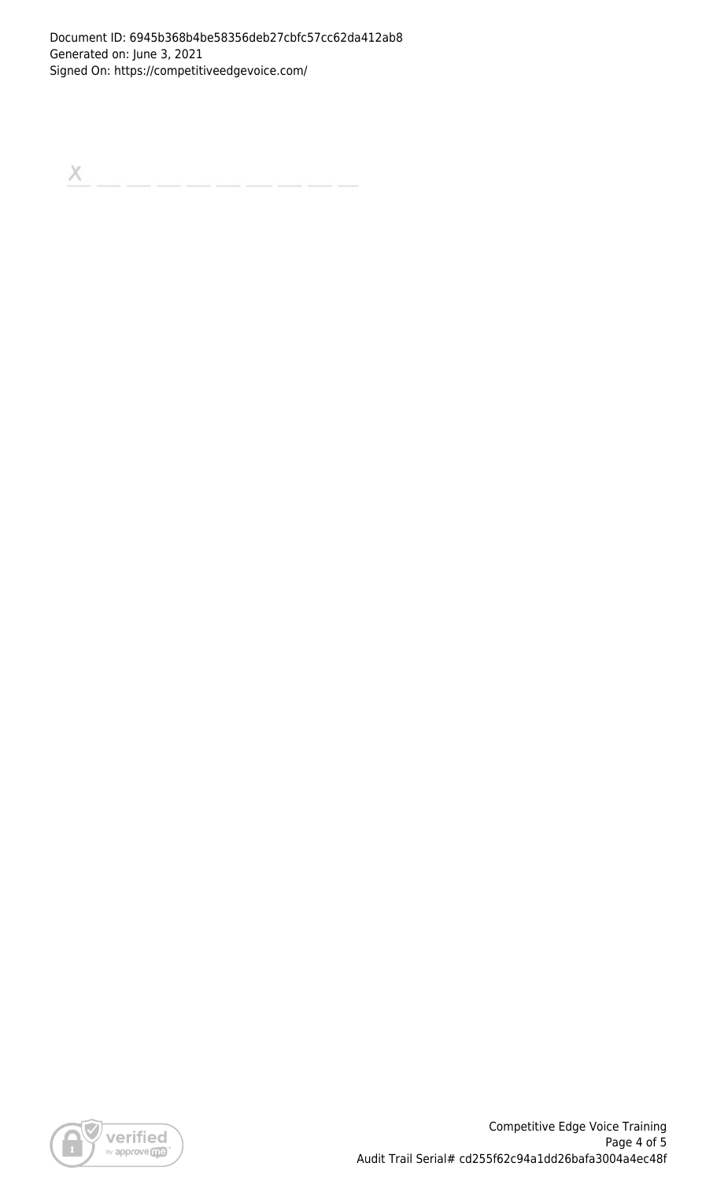X \_\_\_\_\_\_\_\_\_\_\_\_\_\_\_\_\_\_\_\_\_\_\_\_\_\_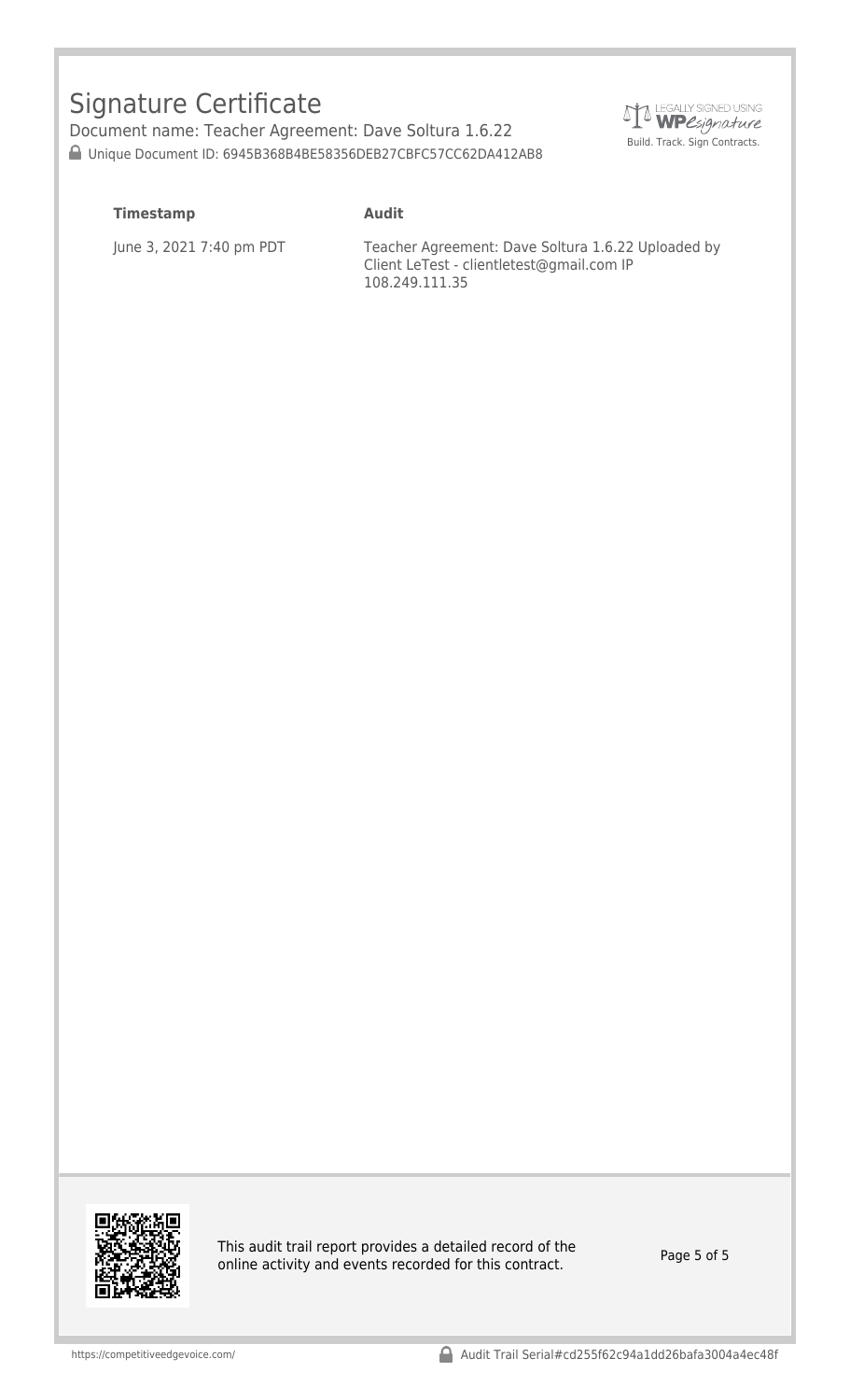# Signature Certificate

Document name: Teacher Agreement: Dave Soltura 1.6.22

Unique Document ID: 6945B368B4BE58356DEB27CBFC57CC62DA412AB8

LEGALLY SIGNED USING **WP**eSignature
Build. Track. Sign Contracts.

| Timestamp | Audit |
| --- | --- |
| June 3, 2021 7:40 pm PDT | Teacher Agreement: Dave Soltura 1.6.22 Uploaded by Client LeTest - clientletest@gmail.com IP 108.249.111.35 |

This audit trail report provides a detailed record of the online activity and events recorded for this contract.

https://competitiveedgevoice.com/

Audit Trail Serial#cd255f62c94a1dd26bafa3004a4ec48f